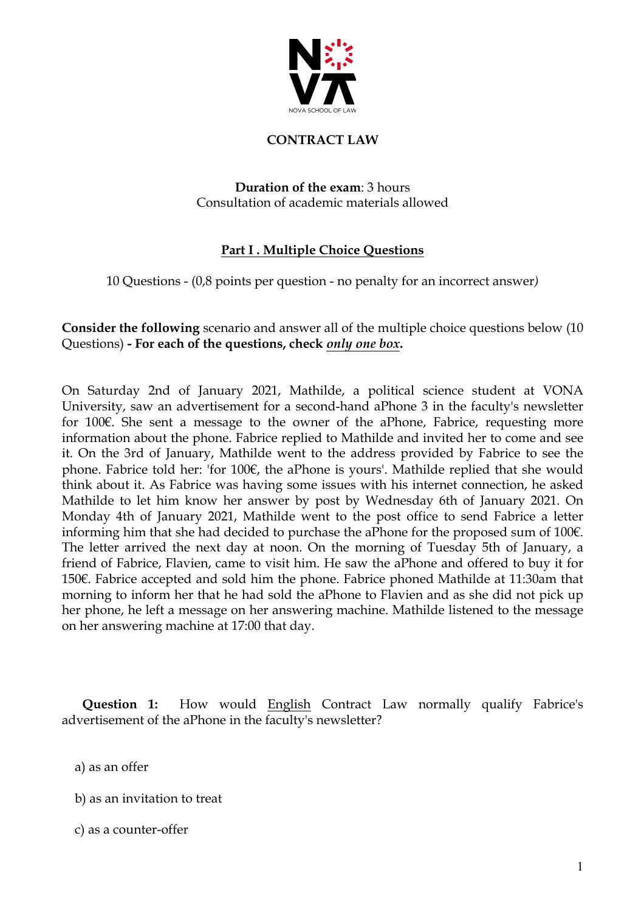**CONTRACT LAW**

**Duration of the exam**: 3 hours
Consultation of academic materials allowed

## Part I . Multiple Choice Questions

10 Questions - (0,8 points per question - no penalty for an incorrect answer)

**Consider the following** scenario and answer all of the multiple choice questions below (10 Questions) **- For each of the questions, check *only one box*.**

On Saturday 2nd of January 2021, Mathilde, a political science student at VONA University, saw an advertisement for a second-hand aPhone 3 in the faculty's newsletter for 100€. She sent a message to the owner of the aPhone, Fabrice, requesting more information about the phone. Fabrice replied to Mathilde and invited her to come and see it. On the 3rd of January, Mathilde went to the address provided by Fabrice to see the phone. Fabrice told her: 'for 100€, the aPhone is yours'. Mathilde replied that she would think about it. As Fabrice was having some issues with his internet connection, he asked Mathilde to let him know her answer by post by Wednesday 6th of January 2021. On Monday 4th of January 2021, Mathilde went to the post office to send Fabrice a letter informing him that she had decided to purchase the aPhone for the proposed sum of 100€. The letter arrived the next day at noon. On the morning of Tuesday 5th of January, a friend of Fabrice, Flavien, came to visit him. He saw the aPhone and offered to buy it for 150€. Fabrice accepted and sold him the phone. Fabrice phoned Mathilde at 11:30am that morning to inform her that he had sold the aPhone to Flavien and as she did not pick up her phone, he left a message on her answering machine. Mathilde listened to the message on her answering machine at 17:00 that day.

**Question 1:** How would English Contract Law normally qualify Fabrice's advertisement of the aPhone in the faculty's newsletter?

a) as an offer

b) as an invitation to treat

c) as a counter-offer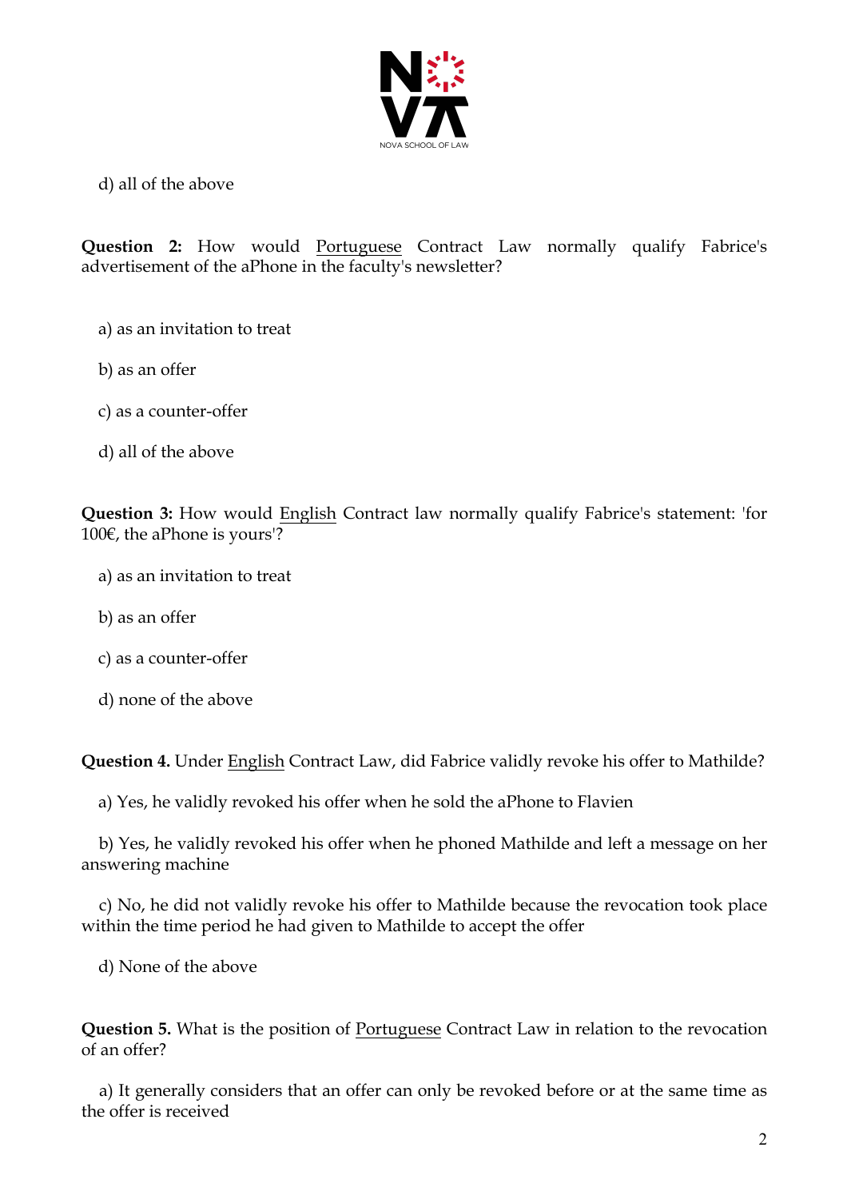d) all of the above

**Question 2:** How would <u>Portuguese</u> Contract Law normally qualify Fabrice's advertisement of the aPhone in the faculty's newsletter?

a) as an invitation to treat

b) as an offer

c) as a counter-offer

d) all of the above

**Question 3:** How would <u>English</u> Contract law normally qualify Fabrice's statement: 'for 100€, the aPhone is yours'?

a) as an invitation to treat

b) as an offer

c) as a counter-offer

d) none of the above

**Question 4.** Under <u>English</u> Contract Law, did Fabrice validly revoke his offer to Mathilde?

a) Yes, he validly revoked his offer when he sold the aPhone to Flavien

b) Yes, he validly revoked his offer when he phoned Mathilde and left a message on her answering machine

c) No, he did not validly revoke his offer to Mathilde because the revocation took place within the time period he had given to Mathilde to accept the offer

d) None of the above

**Question 5.** What is the position of <u>Portuguese</u> Contract Law in relation to the revocation of an offer?

a) It generally considers that an offer can only be revoked before or at the same time as the offer is received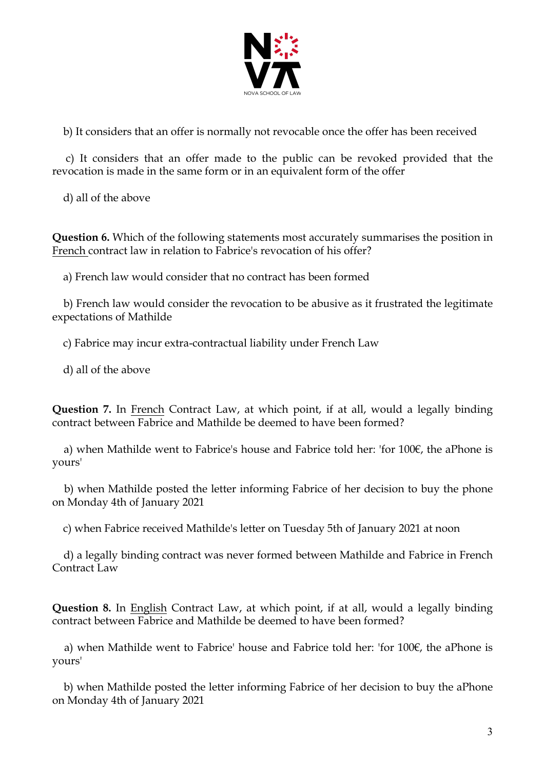b) It considers that an offer is normally not revocable once the offer has been received

c) It considers that an offer made to the public can be revoked provided that the revocation is made in the same form or in an equivalent form of the offer

d) all of the above

**Question 6.** Which of the following statements most accurately summarises the position in French contract law in relation to Fabrice's revocation of his offer?

a) French law would consider that no contract has been formed

b) French law would consider the revocation to be abusive as it frustrated the legitimate expectations of Mathilde

c) Fabrice may incur extra-contractual liability under French Law

d) all of the above

**Question 7.** In French Contract Law, at which point, if at all, would a legally binding contract between Fabrice and Mathilde be deemed to have been formed?

a) when Mathilde went to Fabrice's house and Fabrice told her: 'for 100€, the aPhone is yours'

b) when Mathilde posted the letter informing Fabrice of her decision to buy the phone on Monday 4th of January 2021

c) when Fabrice received Mathilde's letter on Tuesday 5th of January 2021 at noon

d) a legally binding contract was never formed between Mathilde and Fabrice in French Contract Law

**Question 8.** In English Contract Law, at which point, if at all, would a legally binding contract between Fabrice and Mathilde be deemed to have been formed?

a) when Mathilde went to Fabrice' house and Fabrice told her: 'for 100€, the aPhone is yours'

b) when Mathilde posted the letter informing Fabrice of her decision to buy the aPhone on Monday 4th of January 2021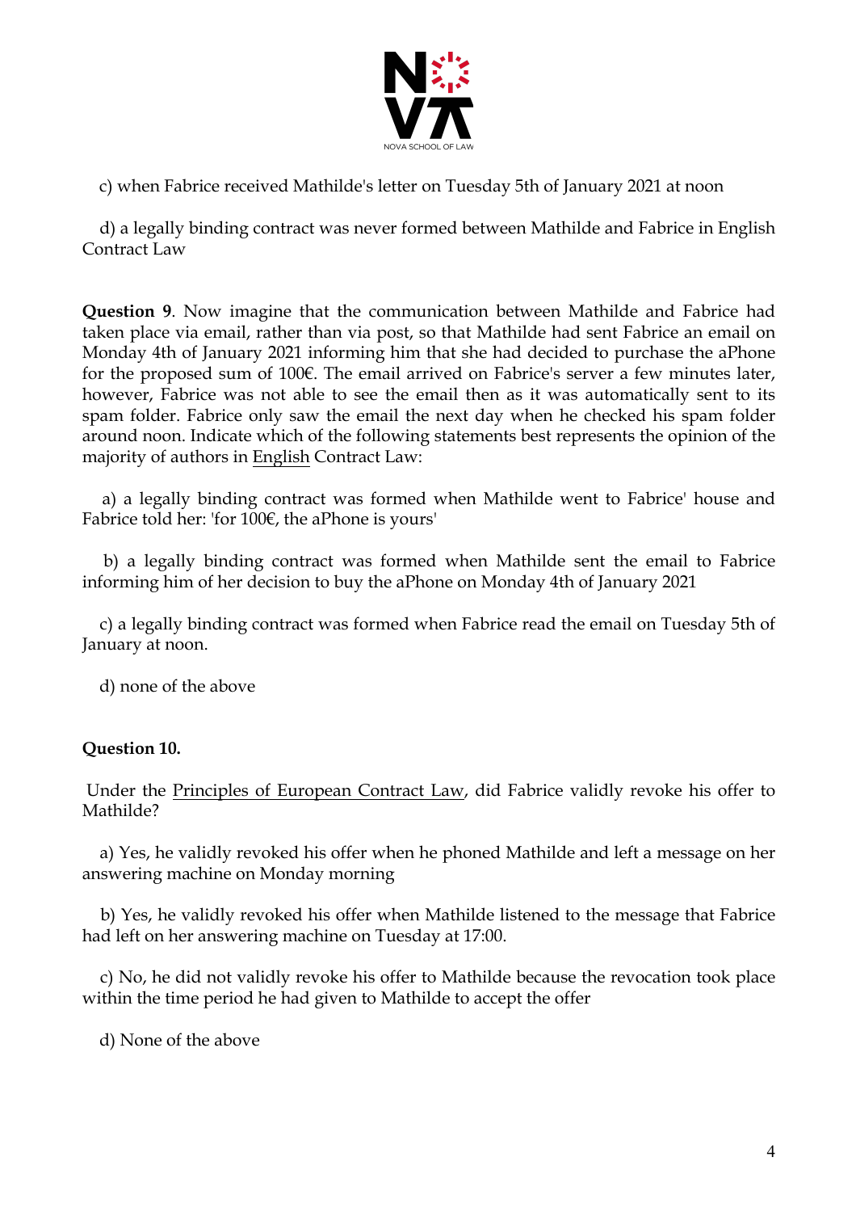c) when Fabrice received Mathilde's letter on Tuesday 5th of January 2021 at noon

d) a legally binding contract was never formed between Mathilde and Fabrice in English Contract Law

**Question 9**. Now imagine that the communication between Mathilde and Fabrice had taken place via email, rather than via post, so that Mathilde had sent Fabrice an email on Monday 4th of January 2021 informing him that she had decided to purchase the aPhone for the proposed sum of 100€. The email arrived on Fabrice's server a few minutes later, however, Fabrice was not able to see the email then as it was automatically sent to its spam folder. Fabrice only saw the email the next day when he checked his spam folder around noon. Indicate which of the following statements best represents the opinion of the majority of authors in English Contract Law:

a) a legally binding contract was formed when Mathilde went to Fabrice' house and Fabrice told her: 'for 100€, the aPhone is yours'

b) a legally binding contract was formed when Mathilde sent the email to Fabrice informing him of her decision to buy the aPhone on Monday 4th of January 2021

c) a legally binding contract was formed when Fabrice read the email on Tuesday 5th of January at noon.

d) none of the above

**Question 10.**

Under the Principles of European Contract Law, did Fabrice validly revoke his offer to Mathilde?

a) Yes, he validly revoked his offer when he phoned Mathilde and left a message on her answering machine on Monday morning

b) Yes, he validly revoked his offer when Mathilde listened to the message that Fabrice had left on her answering machine on Tuesday at 17:00.

c) No, he did not validly revoke his offer to Mathilde because the revocation took place within the time period he had given to Mathilde to accept the offer

d) None of the above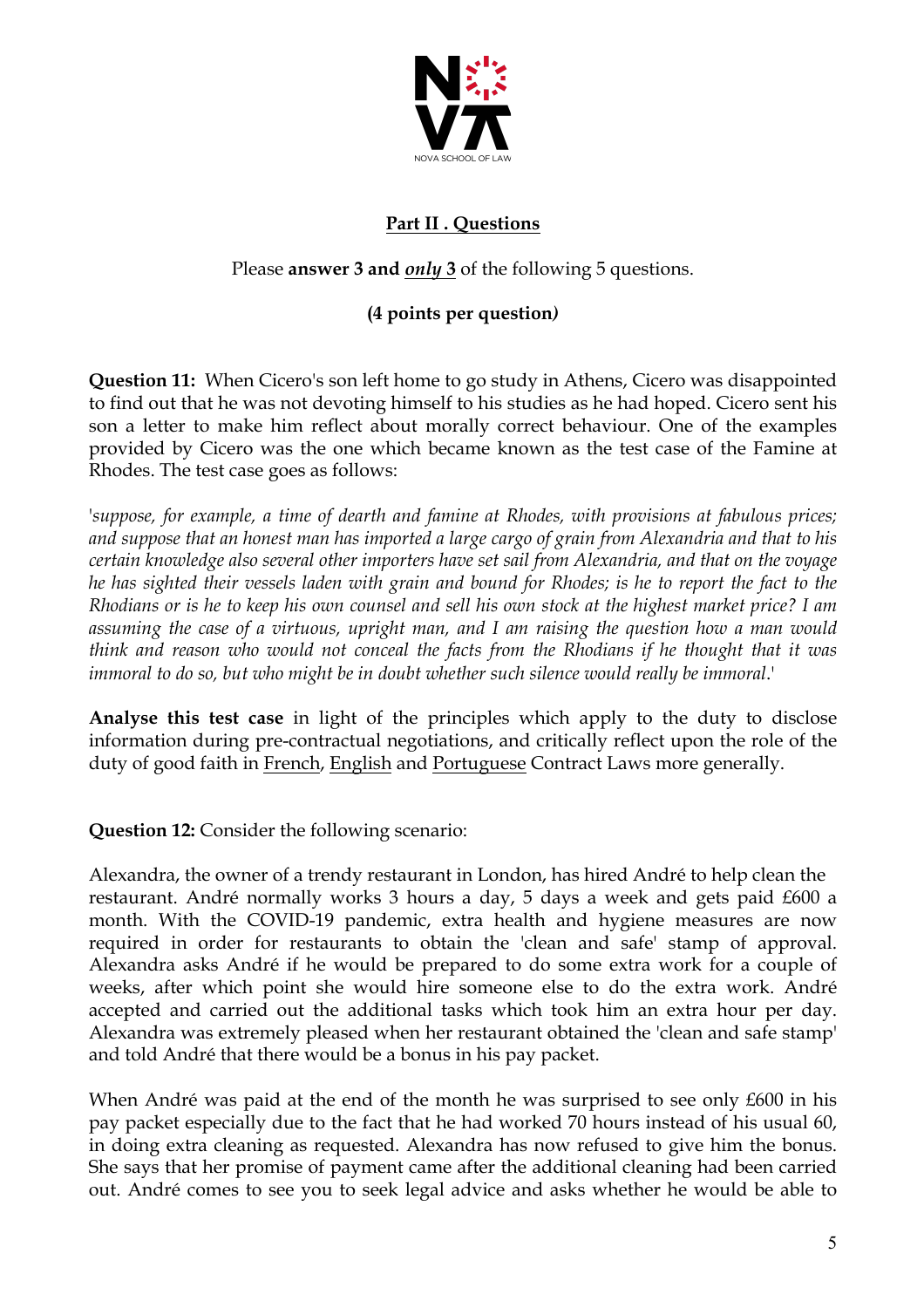## Part II . Questions

Please **answer 3 and *only* 3** of the following 5 questions.

**(4 points per question*)***

**Question 11:** When Cicero's son left home to go study in Athens, Cicero was disappointed to find out that he was not devoting himself to his studies as he had hoped. Cicero sent his son a letter to make him reflect about morally correct behaviour. One of the examples provided by Cicero was the one which became known as the test case of the Famine at Rhodes. The test case goes as follows:

'*suppose, for example, a time of dearth and famine at Rhodes, with provisions at fabulous prices; and suppose that an honest man has imported a large cargo of grain from Alexandria and that to his certain knowledge also several other importers have set sail from Alexandria, and that on the voyage he has sighted their vessels laden with grain and bound for Rhodes; is he to report the fact to the Rhodians or is he to keep his own counsel and sell his own stock at the highest market price? I am assuming the case of a virtuous, upright man, and I am raising the question how a man would think and reason who would not conceal the facts from the Rhodians if he thought that it was immoral to do so, but who might be in doubt whether such silence would really be immoral*.'

**Analyse this test case** in light of the principles which apply to the duty to disclose information during pre-contractual negotiations, and critically reflect upon the role of the duty of good faith in French, English and Portuguese Contract Laws more generally.

**Question 12:** Consider the following scenario:

Alexandra, the owner of a trendy restaurant in London, has hired André to help clean the restaurant. André normally works 3 hours a day, 5 days a week and gets paid £600 a month. With the COVID-19 pandemic, extra health and hygiene measures are now required in order for restaurants to obtain the 'clean and safe' stamp of approval. Alexandra asks André if he would be prepared to do some extra work for a couple of weeks, after which point she would hire someone else to do the extra work. André accepted and carried out the additional tasks which took him an extra hour per day. Alexandra was extremely pleased when her restaurant obtained the 'clean and safe stamp' and told André that there would be a bonus in his pay packet.

When André was paid at the end of the month he was surprised to see only £600 in his pay packet especially due to the fact that he had worked 70 hours instead of his usual 60, in doing extra cleaning as requested. Alexandra has now refused to give him the bonus. She says that her promise of payment came after the additional cleaning had been carried out. André comes to see you to seek legal advice and asks whether he would be able to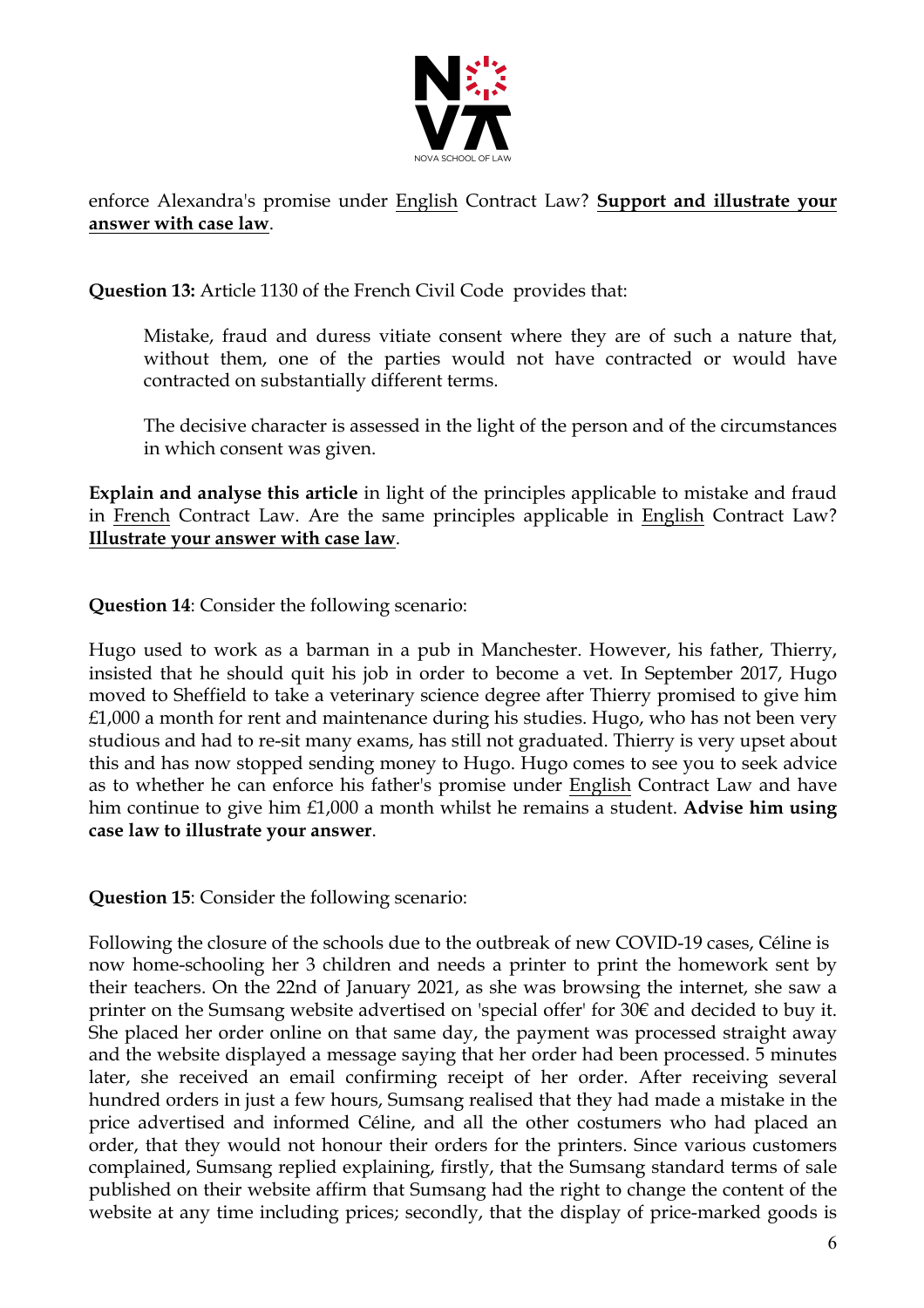enforce Alexandra's promise under English Contract Law? **Support and illustrate your answer with case law**.

**Question 13:** Article 1130 of the French Civil Code provides that:

> Mistake, fraud and duress vitiate consent where they are of such a nature that, without them, one of the parties would not have contracted or would have contracted on substantially different terms.
>
> The decisive character is assessed in the light of the person and of the circumstances in which consent was given.

**Explain and analyse this article** in light of the principles applicable to mistake and fraud in French Contract Law. Are the same principles applicable in English Contract Law? **Illustrate your answer with case law**.

**Question 14**: Consider the following scenario:

Hugo used to work as a barman in a pub in Manchester. However, his father, Thierry, insisted that he should quit his job in order to become a vet. In September 2017, Hugo moved to Sheffield to take a veterinary science degree after Thierry promised to give him £1,000 a month for rent and maintenance during his studies. Hugo, who has not been very studious and had to re-sit many exams, has still not graduated. Thierry is very upset about this and has now stopped sending money to Hugo. Hugo comes to see you to seek advice as to whether he can enforce his father's promise under English Contract Law and have him continue to give him £1,000 a month whilst he remains a student. **Advise him using case law to illustrate your answer**.

**Question 15**: Consider the following scenario:

Following the closure of the schools due to the outbreak of new COVID-19 cases, Céline is now home-schooling her 3 children and needs a printer to print the homework sent by their teachers. On the 22nd of January 2021, as she was browsing the internet, she saw a printer on the Sumsang website advertised on 'special offer' for 30€ and decided to buy it. She placed her order online on that same day, the payment was processed straight away and the website displayed a message saying that her order had been processed. 5 minutes later, she received an email confirming receipt of her order. After receiving several hundred orders in just a few hours, Sumsang realised that they had made a mistake in the price advertised and informed Céline, and all the other costumers who had placed an order, that they would not honour their orders for the printers. Since various customers complained, Sumsang replied explaining, firstly, that the Sumsang standard terms of sale published on their website affirm that Sumsang had the right to change the content of the website at any time including prices; secondly, that the display of price-marked goods is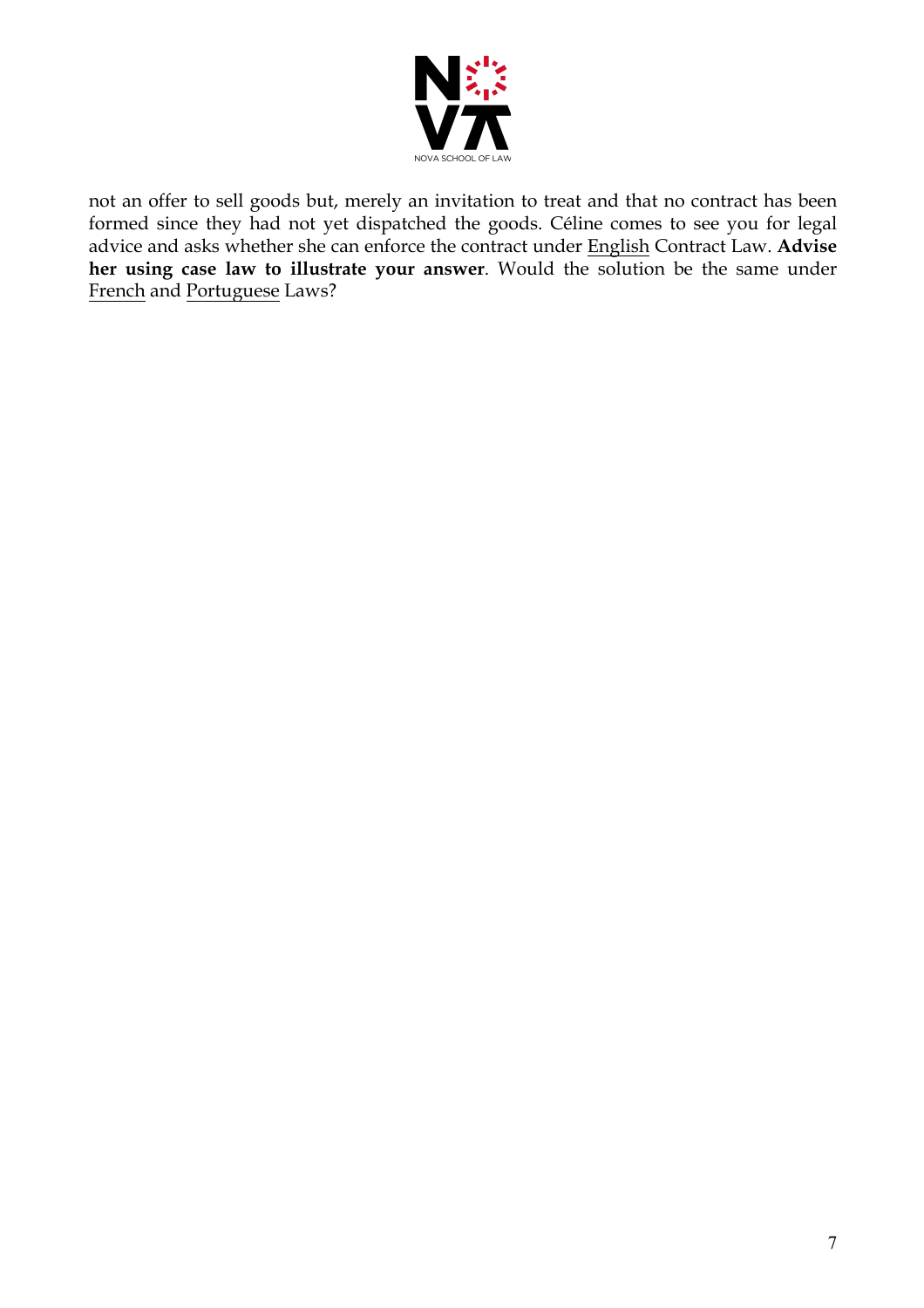not an offer to sell goods but, merely an invitation to treat and that no contract has been formed since they had not yet dispatched the goods. Céline comes to see you for legal advice and asks whether she can enforce the contract under English Contract Law. **Advise her using case law to illustrate your answer**. Would the solution be the same under French and Portuguese Laws?